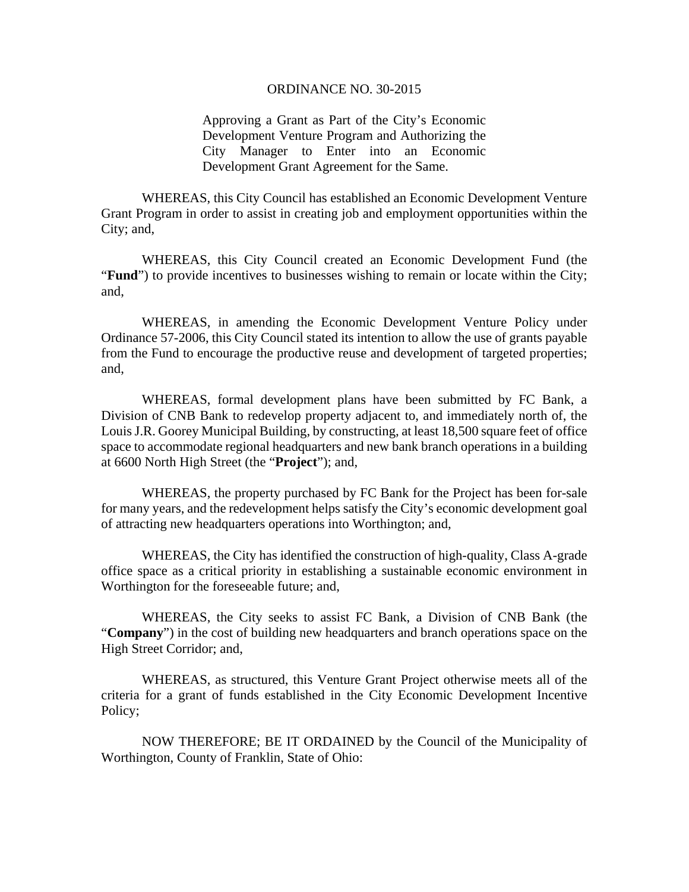ORDINANCE NO. 30-2015

Approving a Grant as Part of the City's Economic Development Venture Program and Authorizing the City Manager to Enter into an Economic Development Grant Agreement for the Same.

WHEREAS, this City Council has established an Economic Development Venture Grant Program in order to assist in creating job and employment opportunities within the City; and,

WHEREAS, this City Council created an Economic Development Fund (the "**Fund**") to provide incentives to businesses wishing to remain or locate within the City; and,

WHEREAS, in amending the Economic Development Venture Policy under Ordinance 57-2006, this City Council stated its intention to allow the use of grants payable from the Fund to encourage the productive reuse and development of targeted properties; and,

WHEREAS, formal development plans have been submitted by FC Bank, a Division of CNB Bank to redevelop property adjacent to, and immediately north of, the Louis J.R. Goorey Municipal Building, by constructing, at least 18,500 square feet of office space to accommodate regional headquarters and new bank branch operations in a building at 6600 North High Street (the "**Project**"); and,

WHEREAS, the property purchased by FC Bank for the Project has been for-sale for many years, and the redevelopment helps satisfy the City's economic development goal of attracting new headquarters operations into Worthington; and,

WHEREAS, the City has identified the construction of high-quality, Class A-grade office space as a critical priority in establishing a sustainable economic environment in Worthington for the foreseeable future; and,

WHEREAS, the City seeks to assist FC Bank, a Division of CNB Bank (the "**Company**") in the cost of building new headquarters and branch operations space on the High Street Corridor; and,

WHEREAS, as structured, this Venture Grant Project otherwise meets all of the criteria for a grant of funds established in the City Economic Development Incentive Policy;

NOW THEREFORE; BE IT ORDAINED by the Council of the Municipality of Worthington, County of Franklin, State of Ohio: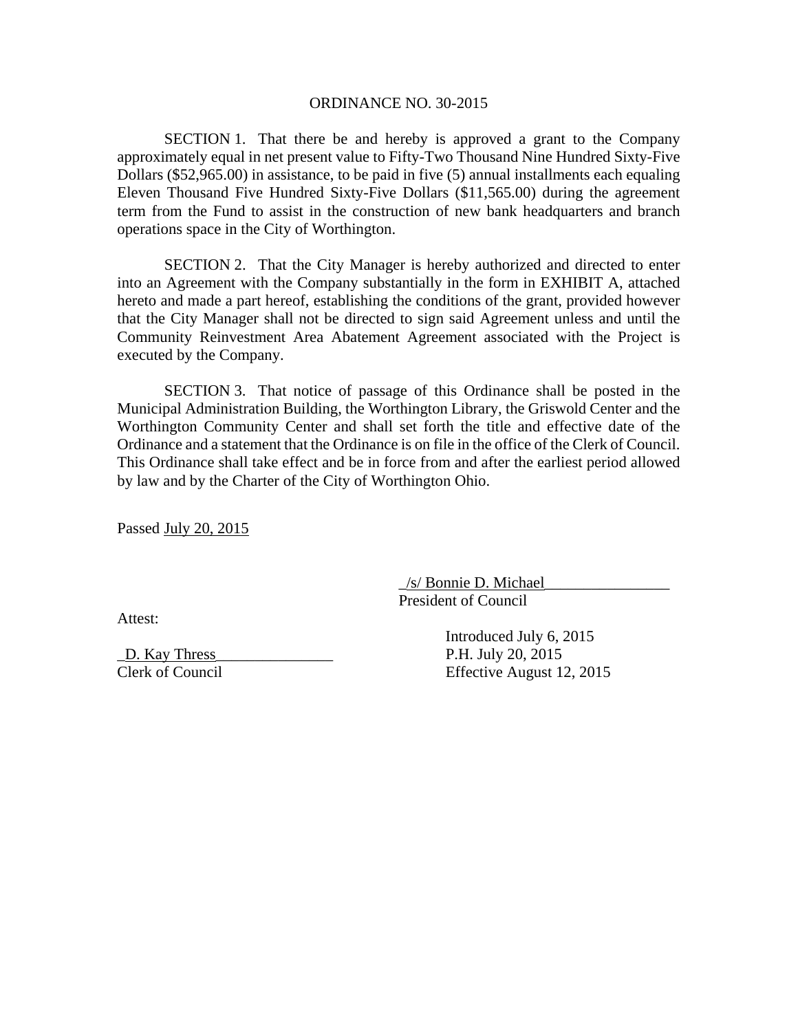ORDINANCE NO. 30-2015

SECTION 1. That there be and hereby is approved a grant to the Company approximately equal in net present value to Fifty-Two Thousand Nine Hundred Sixty-Five Dollars ($52,965.00) in assistance, to be paid in five (5) annual installments each equaling Eleven Thousand Five Hundred Sixty-Five Dollars ($11,565.00) during the agreement term from the Fund to assist in the construction of new bank headquarters and branch operations space in the City of Worthington.

SECTION 2. That the City Manager is hereby authorized and directed to enter into an Agreement with the Company substantially in the form in EXHIBIT A, attached hereto and made a part hereof, establishing the conditions of the grant, provided however that the City Manager shall not be directed to sign said Agreement unless and until the Community Reinvestment Area Abatement Agreement associated with the Project is executed by the Company.

SECTION 3. That notice of passage of this Ordinance shall be posted in the Municipal Administration Building, the Worthington Library, the Griswold Center and the Worthington Community Center and shall set forth the title and effective date of the Ordinance and a statement that the Ordinance is on file in the office of the Clerk of Council. This Ordinance shall take effect and be in force from and after the earliest period allowed by law and by the Charter of the City of Worthington Ohio.

Passed July 20, 2015

_/s/ Bonnie D. Michael________________
President of Council

Attest:

_D. Kay Thress_______________
Clerk of Council

Introduced July 6, 2015
P.H. July 20, 2015
Effective August 12, 2015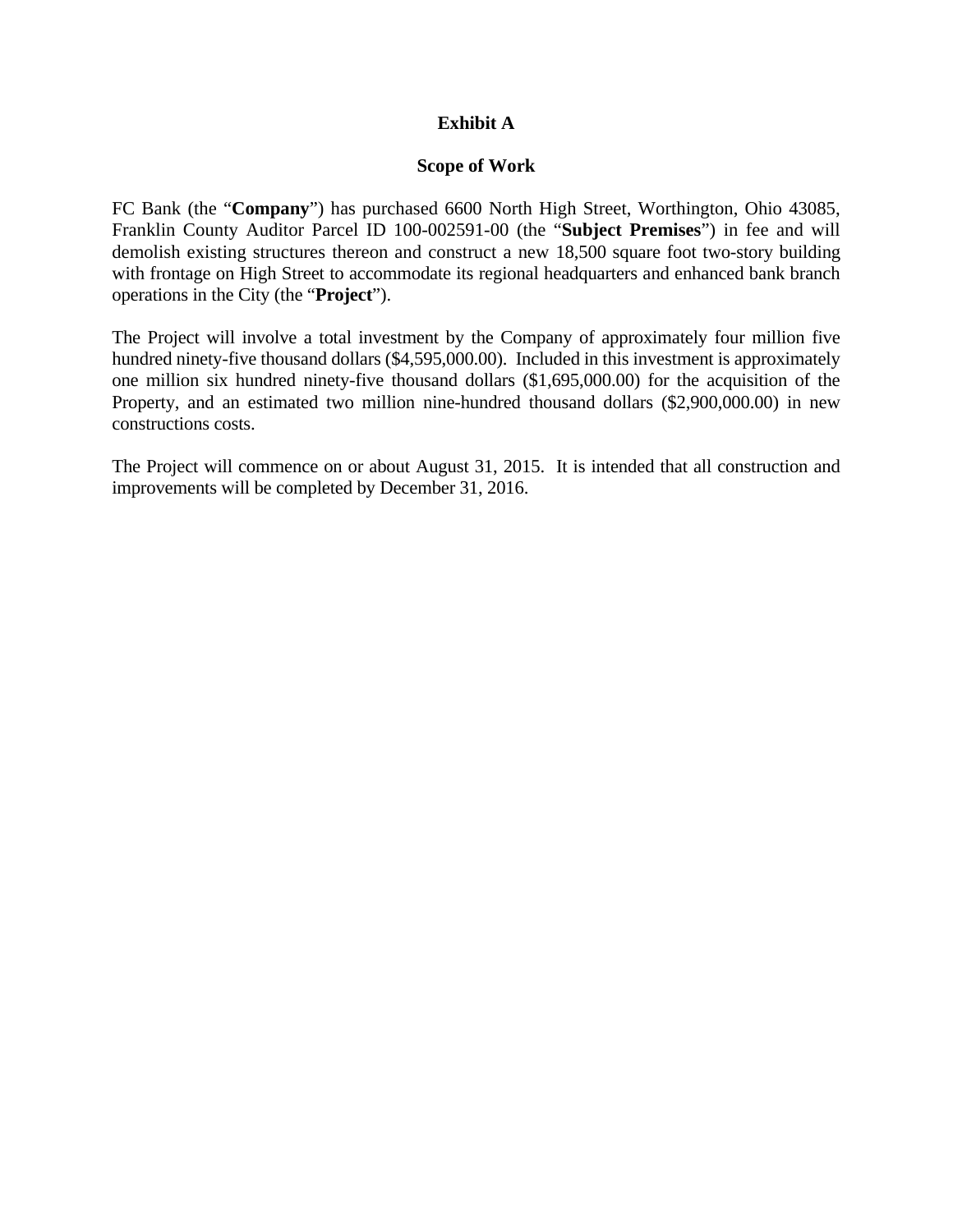# Exhibit A

## Scope of Work

FC Bank (the "**Company**") has purchased 6600 North High Street, Worthington, Ohio 43085, Franklin County Auditor Parcel ID 100-002591-00 (the "**Subject Premises**") in fee and will demolish existing structures thereon and construct a new 18,500 square foot two-story building with frontage on High Street to accommodate its regional headquarters and enhanced bank branch operations in the City (the "**Project**").

The Project will involve a total investment by the Company of approximately four million five hundred ninety-five thousand dollars ($4,595,000.00). Included in this investment is approximately one million six hundred ninety-five thousand dollars ($1,695,000.00) for the acquisition of the Property, and an estimated two million nine-hundred thousand dollars ($2,900,000.00) in new constructions costs.

The Project will commence on or about August 31, 2015. It is intended that all construction and improvements will be completed by December 31, 2016.